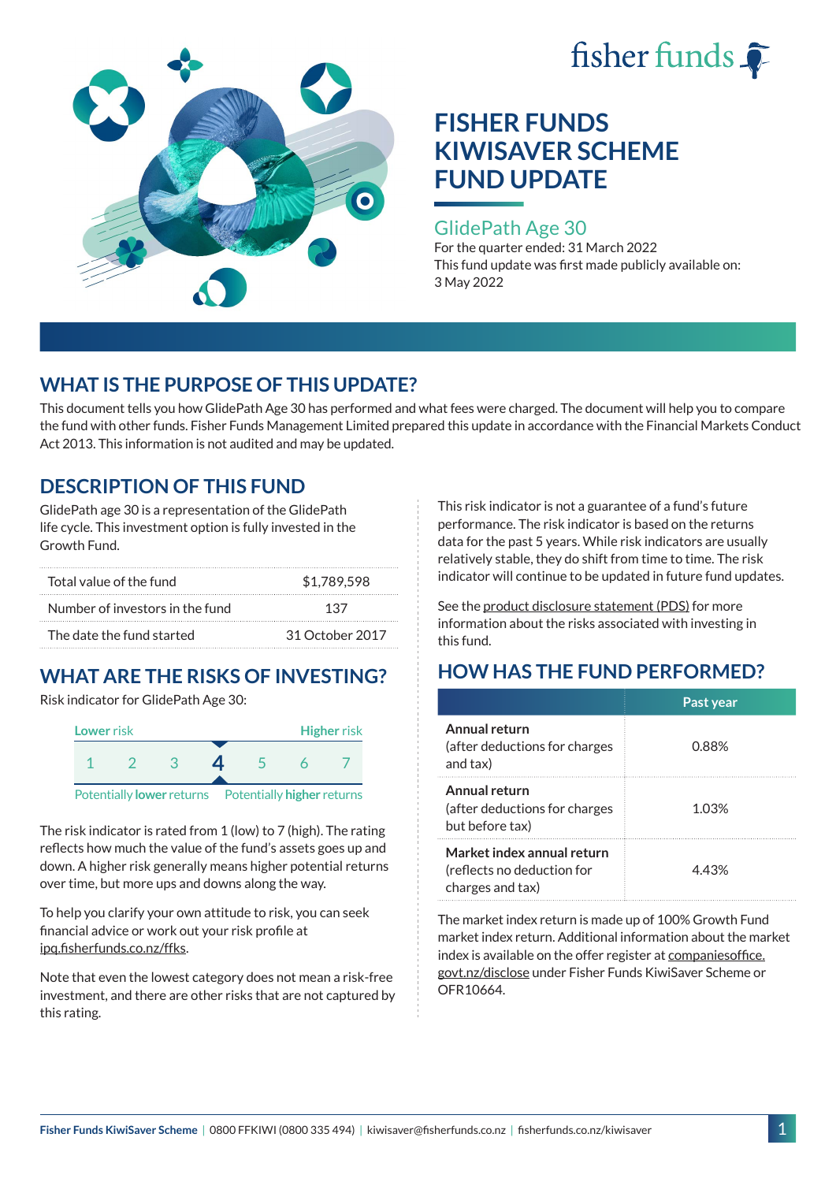# FISHER FUNDS KIWISAVER SCHEME FUND UPDATE

## GlidePath Age 30

For the quarter ended: 31 March 2022

This fund update was first made publicly available on: 3 May 2022

## WHAT IS THE PURPOSE OF THIS UPDATE?

This document tells you how GlidePath Age 30 has performed and what fees were charged. The document will help you to compare the fund with other funds. Fisher Funds Management Limited prepared this update in accordance with the Financial Markets Conduct Act 2013. This information is not audited and may be updated.

## DESCRIPTION OF THIS FUND

GlidePath age 30 is a representation of the GlidePath life cycle. This investment option is fully invested in the Growth Fund.

| | |
|---|---|
| Total value of the fund | $1,789,598 |
| Number of investors in the fund | 137 |
| The date the fund started | 31 October 2017 |

## WHAT ARE THE RISKS OF INVESTING?

Risk indicator for GlidePath Age 30:

| Lower risk | | | | | | Higher risk |
|---|---|---|---|---|---|---|
| 1 | 2 | 3 | **4** | 5 | 6 | 7 |
| Potentially **lower** returns | | | | | | Potentially **higher** returns |

The risk indicator is rated from 1 (low) to 7 (high). The rating reflects how much the value of the fund's assets goes up and down. A higher risk generally means higher potential returns over time, but more ups and downs along the way.

To help you clarify your own attitude to risk, you can seek financial advice or work out your risk profile at ipq.fisherfunds.co.nz/ffks.

Note that even the lowest category does not mean a risk-free investment, and there are other risks that are not captured by this rating.

This risk indicator is not a guarantee of a fund's future performance. The risk indicator is based on the returns data for the past 5 years. While risk indicators are usually relatively stable, they do shift from time to time. The risk indicator will continue to be updated in future fund updates.

See the product disclosure statement (PDS) for more information about the risks associated with investing in this fund.

## HOW HAS THE FUND PERFORMED?

| | Past year |
|---|---|
| **Annual return** (after deductions for charges and tax) | 0.88% |
| **Annual return** (after deductions for charges but before tax) | 1.03% |
| **Market index annual return** (reflects no deduction for charges and tax) | 4.43% |

The market index return is made up of 100% Growth Fund market index return. Additional information about the market index is available on the offer register at companiesoffice.govt.nz/disclose under Fisher Funds KiwiSaver Scheme or OFR10664.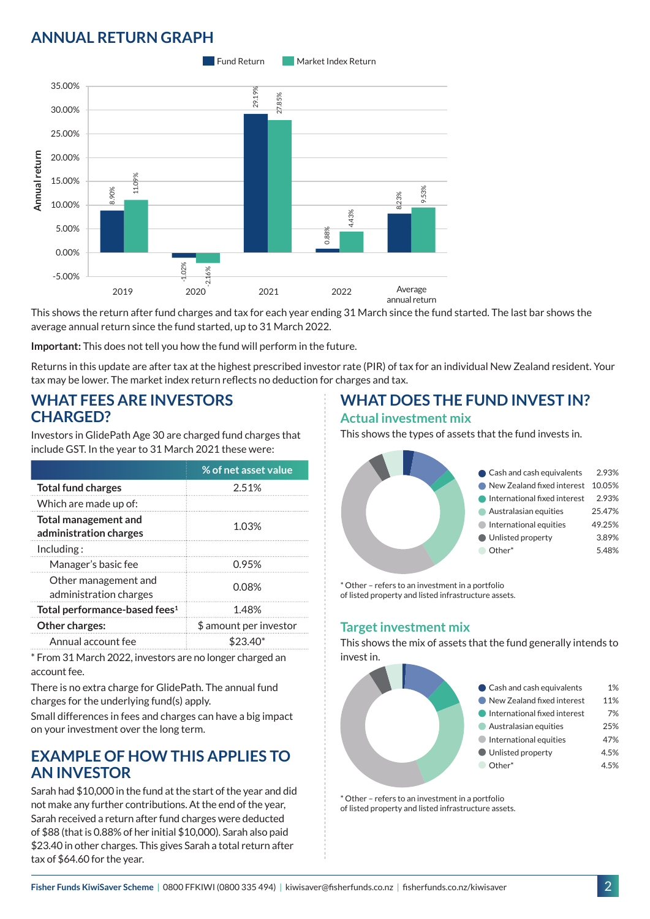## ANNUAL RETURN GRAPH

| Year | Fund Return | Market Index Return |
|---|---|---|
| 2019 | 8.90% | 11.09% |
| 2020 | -1.02% | -2.16% |
| 2021 | 29.19% | 27.85% |
| 2022 | 0.88% | 4.43% |
| Average annual return | 8.23% | 9.53% |

This shows the return after fund charges and tax for each year ending 31 March since the fund started. The last bar shows the average annual return since the fund started, up to 31 March 2022.

**Important:** This does not tell you how the fund will perform in the future.

Returns in this update are after tax at the highest prescribed investor rate (PIR) of tax for an individual New Zealand resident. Your tax may be lower. The market index return reflects no deduction for charges and tax.

## WHAT FEES ARE INVESTORS CHARGED?

Investors in GlidePath Age 30 are charged fund charges that include GST. In the year to 31 March 2021 these were:

| | % of net asset value |
|---|---|
| **Total fund charges** | 2.51% |
| Which are made up of: | |
| **Total management and administration charges** | 1.03% |
| Including: | |
| Manager's basic fee | 0.95% |
| Other management and administration charges | 0.08% |
| **Total performance-based fees**[1] | 1.48% |
| **Other charges:** | $ amount per investor |
| Annual account fee | $23.40* |

* From 31 March 2022, investors are no longer charged an account fee.

There is no extra charge for GlidePath. The annual fund charges for the underlying fund(s) apply.

Small differences in fees and charges can have a big impact on your investment over the long term.

## EXAMPLE OF HOW THIS APPLIES TO AN INVESTOR

Sarah had $10,000 in the fund at the start of the year and did not make any further contributions. At the end of the year, Sarah received a return after fund charges were deducted of $88 (that is 0.88% of her initial $10,000). Sarah also paid $23.40 in other charges. This gives Sarah a total return after tax of $64.60 for the year.

## WHAT DOES THE FUND INVEST IN?

### Actual investment mix

This shows the types of assets that the fund invests in.

| Asset | % |
|---|---|
| Cash and cash equivalents | 2.93% |
| New Zealand fixed interest | 10.05% |
| International fixed interest | 2.93% |
| Australasian equities | 25.47% |
| International equities | 49.25% |
| Unlisted property | 3.89% |
| Other* | 5.48% |

* Other – refers to an investment in a portfolio of listed property and listed infrastructure assets.

### Target investment mix

This shows the mix of assets that the fund generally intends to invest in.

| Asset | % |
|---|---|
| Cash and cash equivalents | 1% |
| New Zealand fixed interest | 11% |
| International fixed interest | 7% |
| Australasian equities | 25% |
| International equities | 47% |
| Unlisted property | 4.5% |
| Other* | 4.5% |

* Other – refers to an investment in a portfolio of listed property and listed infrastructure assets.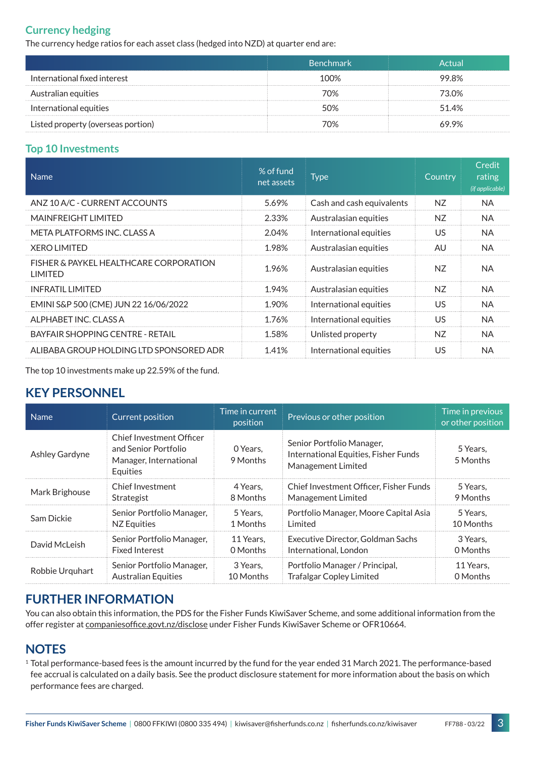## Currency hedging

The currency hedge ratios for each asset class (hedged into NZD) at quarter end are:

| | Benchmark | Actual |
|---|---|---|
| International fixed interest | 100% | 99.8% |
| Australian equities | 70% | 73.0% |
| International equities | 50% | 51.4% |
| Listed property (overseas portion) | 70% | 69.9% |

## Top 10 Investments

| Name | % of fund net assets | Type | Country | Credit rating *(if applicable)* |
|---|---|---|---|---|
| ANZ 10 A/C - CURRENT ACCOUNTS | 5.69% | Cash and cash equivalents | NZ | NA |
| MAINFREIGHT LIMITED | 2.33% | Australasian equities | NZ | NA |
| META PLATFORMS INC. CLASS A | 2.04% | International equities | US | NA |
| XERO LIMITED | 1.98% | Australasian equities | AU | NA |
| FISHER & PAYKEL HEALTHCARE CORPORATION LIMITED | 1.96% | Australasian equities | NZ | NA |
| INFRATIL LIMITED | 1.94% | Australasian equities | NZ | NA |
| EMINI S&P 500 (CME) JUN 22 16/06/2022 | 1.90% | International equities | US | NA |
| ALPHABET INC. CLASS A | 1.76% | International equities | US | NA |
| BAYFAIR SHOPPING CENTRE - RETAIL | 1.58% | Unlisted property | NZ | NA |
| ALIBABA GROUP HOLDING LTD SPONSORED ADR | 1.41% | International equities | US | NA |

The top 10 investments make up 22.59% of the fund.

## KEY PERSONNEL

| Name | Current position | Time in current position | Previous or other position | Time in previous or other position |
|---|---|---|---|---|
| Ashley Gardyne | Chief Investment Officer and Senior Portfolio Manager, International Equities | 0 Years, 9 Months | Senior Portfolio Manager, International Equities, Fisher Funds Management Limited | 5 Years, 5 Months |
| Mark Brighouse | Chief Investment Strategist | 4 Years, 8 Months | Chief Investment Officer, Fisher Funds Management Limited | 5 Years, 9 Months |
| Sam Dickie | Senior Portfolio Manager, NZ Equities | 5 Years, 1 Months | Portfolio Manager, Moore Capital Asia Limited | 5 Years, 10 Months |
| David McLeish | Senior Portfolio Manager, Fixed Interest | 11 Years, 0 Months | Executive Director, Goldman Sachs International, London | 3 Years, 0 Months |
| Robbie Urquhart | Senior Portfolio Manager, Australian Equities | 3 Years, 10 Months | Portfolio Manager / Principal, Trafalgar Copley Limited | 11 Years, 0 Months |

## FURTHER INFORMATION

You can also obtain this information, the PDS for the Fisher Funds KiwiSaver Scheme, and some additional information from the offer register at companiesoffice.govt.nz/disclose under Fisher Funds KiwiSaver Scheme or OFR10664.

## NOTES

[1] Total performance-based fees is the amount incurred by the fund for the year ended 31 March 2021. The performance-based fee accrual is calculated on a daily basis. See the product disclosure statement for more information about the basis on which performance fees are charged.

**Fisher Funds KiwiSaver Scheme** | 0800 FFKIWI (0800 335 494) | kiwisaver@fisherfunds.co.nz | fisherfunds.co.nz/kiwisaver    FF788 - 03/22